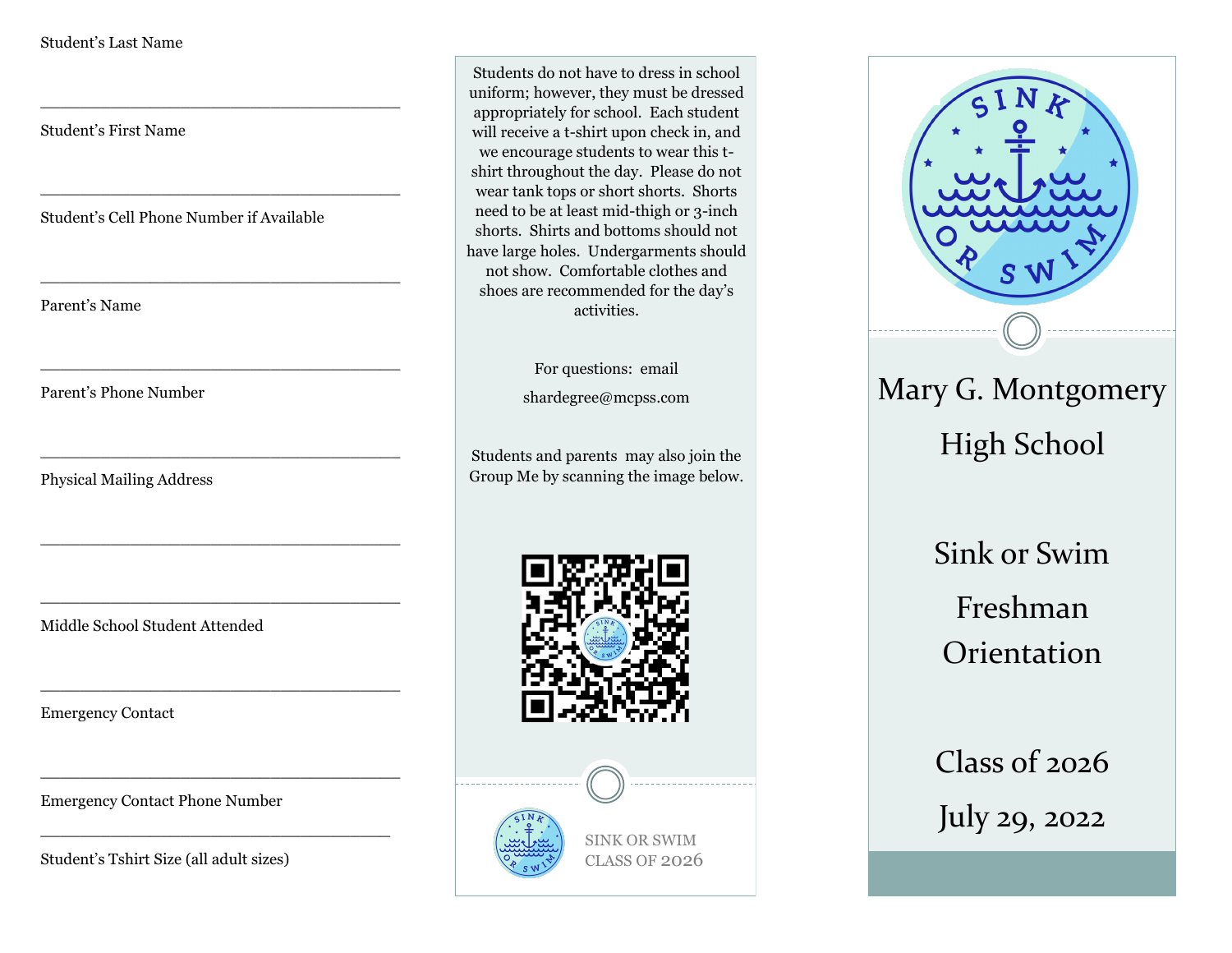Student's Last Name

\_\_\_\_\_\_\_\_\_\_\_\_\_\_\_\_\_\_\_\_\_\_\_\_\_\_\_\_\_\_\_\_\_\_\_\_\_\_\_\_

Student's First Name

\_\_\_\_\_\_\_\_\_\_\_\_\_\_\_\_\_\_\_\_\_\_\_\_\_\_\_\_\_\_\_\_\_\_\_\_\_\_\_\_

Student's Cell Phone Number if Available

\_\_\_\_\_\_\_\_\_\_\_\_\_\_\_\_\_\_\_\_\_\_\_\_\_\_\_\_\_\_\_\_\_\_\_\_\_\_\_\_

Parent's Name

\_\_\_\_\_\_\_\_\_\_\_\_\_\_\_\_\_\_\_\_\_\_\_\_\_\_\_\_\_\_\_\_\_\_\_\_\_\_\_\_

Parent's Phone Number

\_\_\_\_\_\_\_\_\_\_\_\_\_\_\_\_\_\_\_\_\_\_\_\_\_\_\_\_\_\_\_\_\_\_\_\_\_\_\_\_

Physical Mailing Address

\_\_\_\_\_\_\_\_\_\_\_\_\_\_\_\_\_\_\_\_\_\_\_\_\_\_\_\_\_\_\_\_\_\_\_\_\_\_\_\_

\_\_\_\_\_\_\_\_\_\_\_\_\_\_\_\_\_\_\_\_\_\_\_\_\_\_\_\_\_\_\_\_\_\_\_\_\_\_\_\_

Middle School Student Attended

\_\_\_\_\_\_\_\_\_\_\_\_\_\_\_\_\_\_\_\_\_\_\_\_\_\_\_\_\_\_\_\_\_\_\_\_\_\_\_\_

Emergency Contact

\_\_\_\_\_\_\_\_\_\_\_\_\_\_\_\_\_\_\_\_\_\_\_\_\_\_\_\_\_\_\_\_\_\_\_\_\_\_\_\_

Emergency Contact Phone Number

\_\_\_\_\_\_\_\_\_\_\_\_\_\_\_\_\_\_\_\_\_\_\_\_\_\_\_\_\_\_\_\_\_\_\_\_\_\_\_\_

Student's Tshirt Size (all adult sizes)

Students do not have to dress in school uniform; however, they must be dressed appropriately for school. Each student will receive a t-shirt upon check in, and we encourage students to wear this t-shirt throughout the day. Please do not wear tank tops or short shorts. Shorts need to be at least mid-thigh or 3-inch shorts. Shirts and bottoms should not have large holes. Undergarments should not show. Comfortable clothes and shoes are recommended for the day's activities.

For questions: email

shardegree@mcpss.com

Students and parents may also join the Group Me by scanning the image below.

SINK OR SWIM
CLASS OF 2026

# Mary G. Montgomery High School

## Sink or Swim Freshman Orientation

## Class of 2026

## July 29, 2022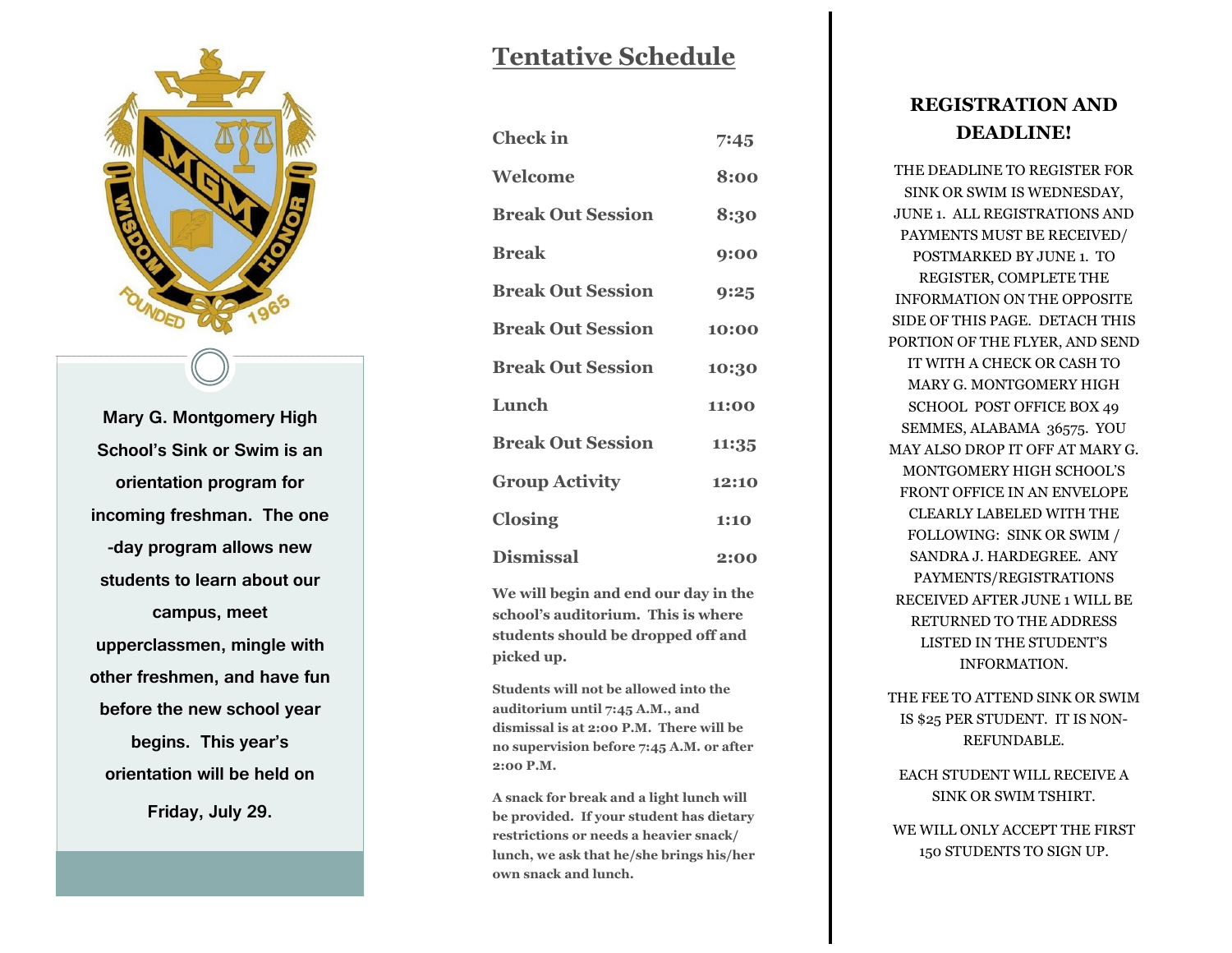Mary G. Montgomery High School's Sink or Swim is an orientation program for incoming freshman. The one-day program allows new students to learn about our campus, meet upperclassmen, mingle with other freshmen, and have fun before the new school year begins. This year's orientation will be held on Friday, July 29.

## Tentative Schedule

| | |
|---|---|
| **Check in** | **7:45** |
| **Welcome** | **8:00** |
| **Break Out Session** | **8:30** |
| **Break** | **9:00** |
| **Break Out Session** | **9:25** |
| **Break Out Session** | **10:00** |
| **Break Out Session** | **10:30** |
| **Lunch** | **11:00** |
| **Break Out Session** | **11:35** |
| **Group Activity** | **12:10** |
| **Closing** | **1:10** |
| **Dismissal** | **2:00** |

**We will begin and end our day in the school's auditorium. This is where students should be dropped off and picked up.**

**Students will not be allowed into the auditorium until 7:45 A.M., and dismissal is at 2:00 P.M. There will be no supervision before 7:45 A.M. or after 2:00 P.M.**

**A snack for break and a light lunch will be provided. If your student has dietary restrictions or needs a heavier snack/lunch, we ask that he/she brings his/her own snack and lunch.**

## REGISTRATION AND DEADLINE!

THE DEADLINE TO REGISTER FOR SINK OR SWIM IS WEDNESDAY, JUNE 1. ALL REGISTRATIONS AND PAYMENTS MUST BE RECEIVED/POSTMARKED BY JUNE 1. TO REGISTER, COMPLETE THE INFORMATION ON THE OPPOSITE SIDE OF THIS PAGE. DETACH THIS PORTION OF THE FLYER, AND SEND IT WITH A CHECK OR CASH TO MARY G. MONTGOMERY HIGH SCHOOL POST OFFICE BOX 49 SEMMES, ALABAMA 36575. YOU MAY ALSO DROP IT OFF AT MARY G. MONTGOMERY HIGH SCHOOL'S FRONT OFFICE IN AN ENVELOPE CLEARLY LABELED WITH THE FOLLOWING: SINK OR SWIM / SANDRA J. HARDEGREE. ANY PAYMENTS/REGISTRATIONS RECEIVED AFTER JUNE 1 WILL BE RETURNED TO THE ADDRESS LISTED IN THE STUDENT'S INFORMATION.

THE FEE TO ATTEND SINK OR SWIM IS $25 PER STUDENT. IT IS NON-REFUNDABLE.

EACH STUDENT WILL RECEIVE A SINK OR SWIM TSHIRT.

WE WILL ONLY ACCEPT THE FIRST 150 STUDENTS TO SIGN UP.